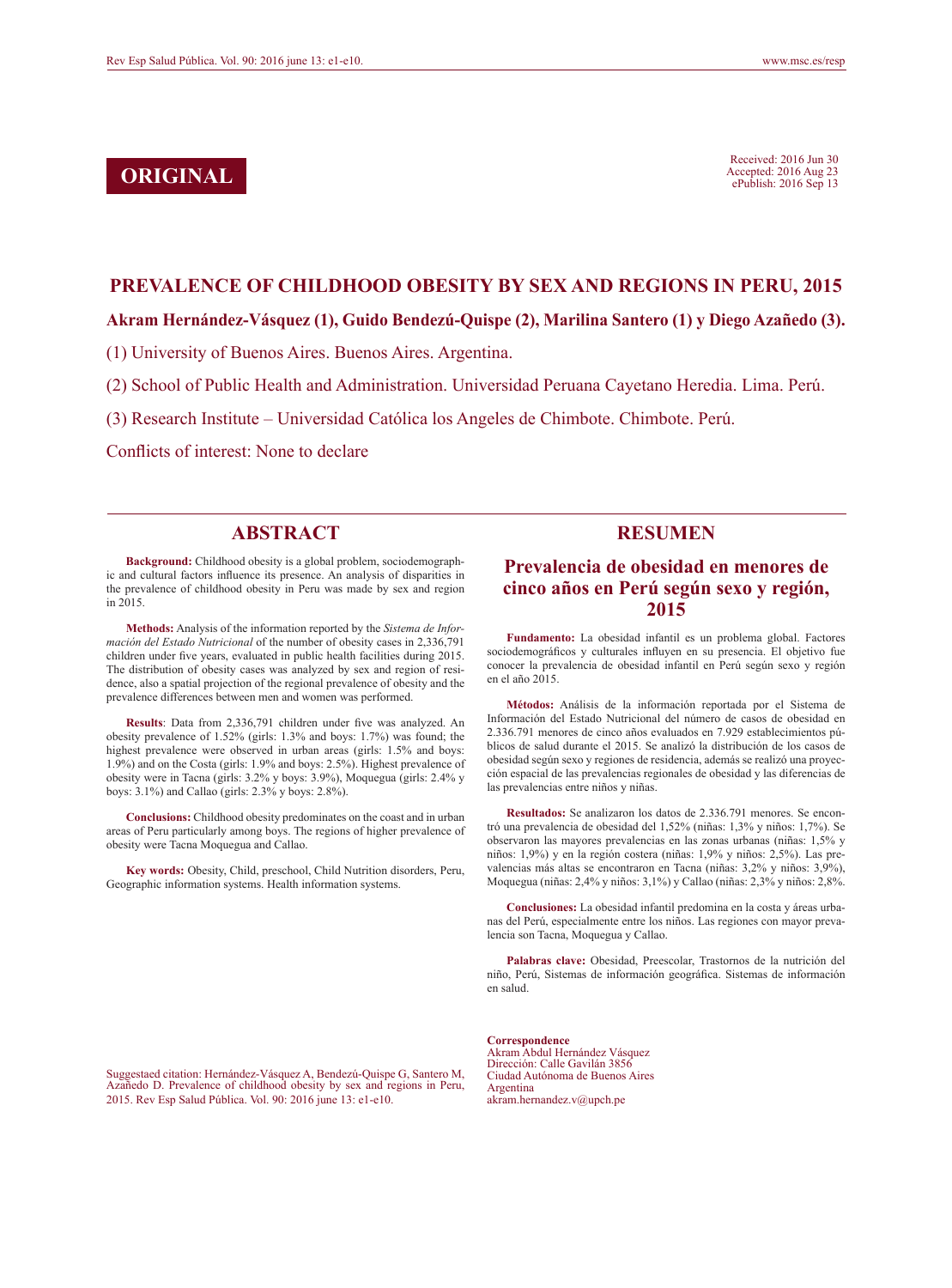**ORIGINAL**

Received: 2016 Jun 30
Accepted: 2016 Aug 23
ePublish: 2016 Sep 13

# PREVALENCE OF CHILDHOOD OBESITY BY SEX AND REGIONS IN PERU, 2015

**Akram Hernández-Vásquez (1), Guido Bendezú-Quispe (2), Marilina Santero (1) y Diego Azañedo (3).**

(1) University of Buenos Aires. Buenos Aires. Argentina.

(2) School of Public Health and Administration. Universidad Peruana Cayetano Heredia. Lima. Perú.

(3) Research Institute – Universidad Católica los Angeles de Chimbote. Chimbote. Perú.

Conflicts of interest: None to declare

## ABSTRACT

**Background:** Childhood obesity is a global problem, sociodemographic and cultural factors influence its presence. An analysis of disparities in the prevalence of childhood obesity in Peru was made by sex and region in 2015.

**Methods:** Analysis of the information reported by the *Sistema de Información del Estado Nutricional* of the number of obesity cases in 2,336,791 children under five years, evaluated in public health facilities during 2015. The distribution of obesity cases was analyzed by sex and region of residence, also a spatial projection of the regional prevalence of obesity and the prevalence differences between men and women was performed.

**Results**: Data from 2,336,791 children under five was analyzed. An obesity prevalence of 1.52% (girls: 1.3% and boys: 1.7%) was found; the highest prevalence were observed in urban areas (girls: 1.5% and boys: 1.9%) and on the Costa (girls: 1.9% and boys: 2.5%). Highest prevalence of obesity were in Tacna (girls: 3.2% y boys: 3.9%), Moquegua (girls: 2.4% y boys: 3.1%) and Callao (girls: 2.3% y boys: 2.8%).

**Conclusions:** Childhood obesity predominates on the coast and in urban areas of Peru particularly among boys. The regions of higher prevalence of obesity were Tacna Moquegua and Callao.

**Key words:** Obesity, Child, preschool, Child Nutrition disorders, Peru, Geographic information systems. Health information systems.

## RESUMEN

### Prevalencia de obesidad en menores de cinco años en Perú según sexo y región, 2015

**Fundamento:** La obesidad infantil es un problema global. Factores sociodemográficos y culturales influyen en su presencia. El objetivo fue conocer la prevalencia de obesidad infantil en Perú según sexo y región en el año 2015.

**Métodos:** Análisis de la información reportada por el Sistema de Información del Estado Nutricional del número de casos de obesidad en 2.336.791 menores de cinco años evaluados en 7.929 establecimientos públicos de salud durante el 2015. Se analizó la distribución de los casos de obesidad según sexo y regiones de residencia, además se realizó una proyección espacial de las prevalencias regionales de obesidad y las diferencias de las prevalencias entre niños y niñas.

**Resultados:** Se analizaron los datos de 2.336.791 menores. Se encontró una prevalencia de obesidad del 1,52% (niñas: 1,3% y niños: 1,7%). Se observaron las mayores prevalencias en las zonas urbanas (niñas: 1,5% y niños: 1,9%) y en la región costera (niñas: 1,9% y niños: 2,5%). Las prevalencias más altas se encontraron en Tacna (niñas: 3,2% y niños: 3,9%), Moquegua (niñas: 2,4% y niños: 3,1%) y Callao (niñas: 2,3% y niños: 2,8%.

**Conclusiones:** La obesidad infantil predomina en la costa y áreas urbanas del Perú, especialmente entre los niños. Las regiones con mayor prevalencia son Tacna, Moquegua y Callao.

**Palabras clave:** Obesidad, Preescolar, Trastornos de la nutrición del niño, Perú, Sistemas de información geográfica. Sistemas de información en salud.

**Correspondence**
Akram Abdul Hernández Vásquez
Dirección: Calle Gavilán 3856
Ciudad Autónoma de Buenos Aires
Argentina
akram.hernandez.v@upch.pe

Suggestaed citation: Hernández-Vásquez A, Bendezú-Quispe G, Santero M, Azañedo D. Prevalence of childhood obesity by sex and regions in Peru, 2015. Rev Esp Salud Pública. Vol. 90: 2016 june 13: e1-e10.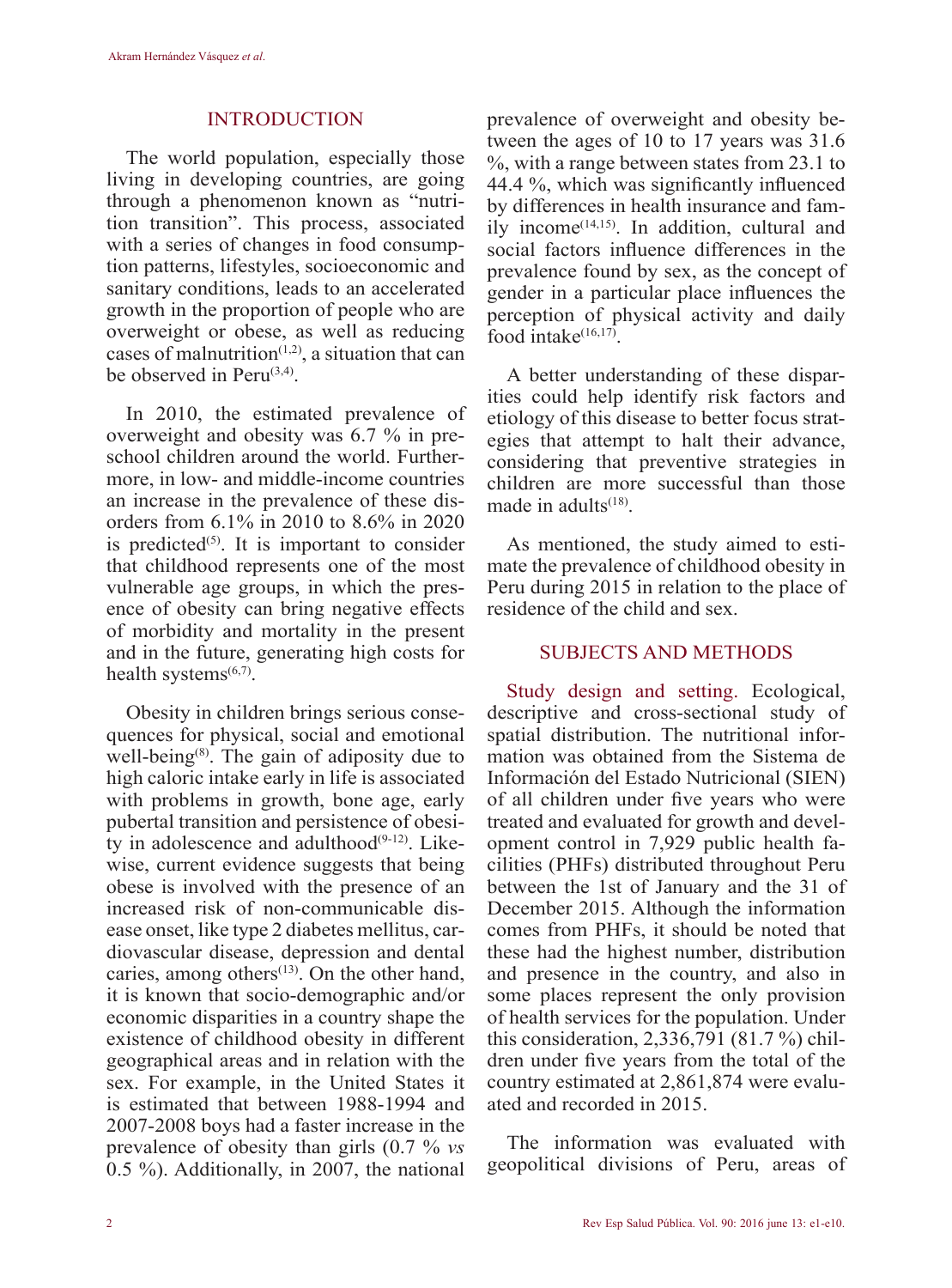## INTRODUCTION

The world population, especially those living in developing countries, are going through a phenomenon known as "nutrition transition". This process, associated with a series of changes in food consumption patterns, lifestyles, socioeconomic and sanitary conditions, leads to an accelerated growth in the proportion of people who are overweight or obese, as well as reducing cases of malnutrition[1,2], a situation that can be observed in Peru[3,4].

In 2010, the estimated prevalence of overweight and obesity was 6.7 % in preschool children around the world. Furthermore, in low- and middle-income countries an increase in the prevalence of these disorders from 6.1% in 2010 to 8.6% in 2020 is predicted[5]. It is important to consider that childhood represents one of the most vulnerable age groups, in which the presence of obesity can bring negative effects of morbidity and mortality in the present and in the future, generating high costs for health systems[6,7].

Obesity in children brings serious consequences for physical, social and emotional well-being[8]. The gain of adiposity due to high caloric intake early in life is associated with problems in growth, bone age, early pubertal transition and persistence of obesity in adolescence and adulthood[9-12]. Likewise, current evidence suggests that being obese is involved with the presence of an increased risk of non-communicable disease onset, like type 2 diabetes mellitus, cardiovascular disease, depression and dental caries, among others[13]. On the other hand, it is known that socio-demographic and/or economic disparities in a country shape the existence of childhood obesity in different geographical areas and in relation with the sex. For example, in the United States it is estimated that between 1988-1994 and 2007-2008 boys had a faster increase in the prevalence of obesity than girls (0.7 % *vs* 0.5 %). Additionally, in 2007, the national prevalence of overweight and obesity between the ages of 10 to 17 years was 31.6 %, with a range between states from 23.1 to 44.4 %, which was significantly influenced by differences in health insurance and family income[14,15]. In addition, cultural and social factors influence differences in the prevalence found by sex, as the concept of gender in a particular place influences the perception of physical activity and daily food intake[16,17].

A better understanding of these disparities could help identify risk factors and etiology of this disease to better focus strategies that attempt to halt their advance, considering that preventive strategies in children are more successful than those made in adults[18].

As mentioned, the study aimed to estimate the prevalence of childhood obesity in Peru during 2015 in relation to the place of residence of the child and sex.

## SUBJECTS AND METHODS

**Study design and setting.** Ecological, descriptive and cross-sectional study of spatial distribution. The nutritional information was obtained from the Sistema de Información del Estado Nutricional (SIEN) of all children under five years who were treated and evaluated for growth and development control in 7,929 public health facilities (PHFs) distributed throughout Peru between the 1st of January and the 31 of December 2015. Although the information comes from PHFs, it should be noted that these had the highest number, distribution and presence in the country, and also in some places represent the only provision of health services for the population. Under this consideration, 2,336,791 (81.7 %) children under five years from the total of the country estimated at 2,861,874 were evaluated and recorded in 2015.

The information was evaluated with geopolitical divisions of Peru, areas of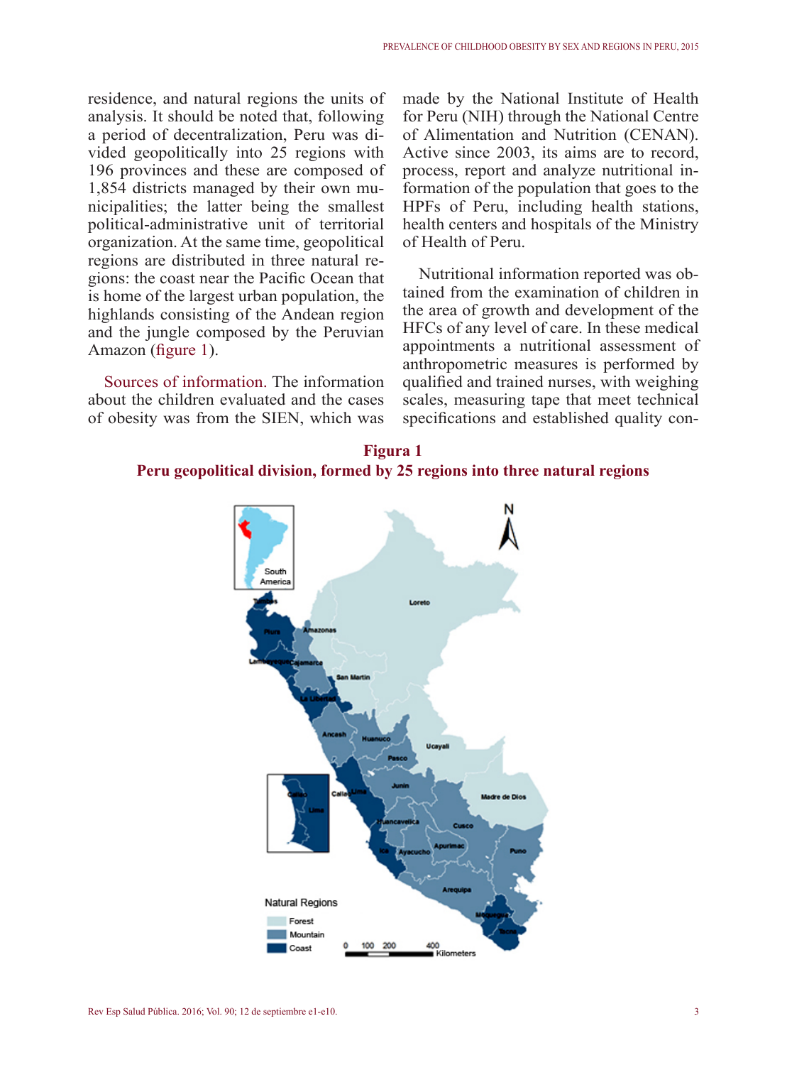residence, and natural regions the units of analysis. It should be noted that, following a period of decentralization, Peru was divided geopolitically into 25 regions with 196 provinces and these are composed of 1,854 districts managed by their own municipalities; the latter being the smallest political-administrative unit of territorial organization. At the same time, geopolitical regions are distributed in three natural regions: the coast near the Pacific Ocean that is home of the largest urban population, the highlands consisting of the Andean region and the jungle composed by the Peruvian Amazon (figure 1).

Sources of information. The information about the children evaluated and the cases of obesity was from the SIEN, which was made by the National Institute of Health for Peru (NIH) through the National Centre of Alimentation and Nutrition (CENAN). Active since 2003, its aims are to record, process, report and analyze nutritional information of the population that goes to the HPFs of Peru, including health stations, health centers and hospitals of the Ministry of Health of Peru.

Nutritional information reported was obtained from the examination of children in the area of growth and development of the HFCs of any level of care. In these medical appointments a nutritional assessment of anthropometric measures is performed by qualified and trained nurses, with weighing scales, measuring tape that meet technical specifications and established quality con-

**Figura 1**
**Peru geopolitical division, formed by 25 regions into three natural regions**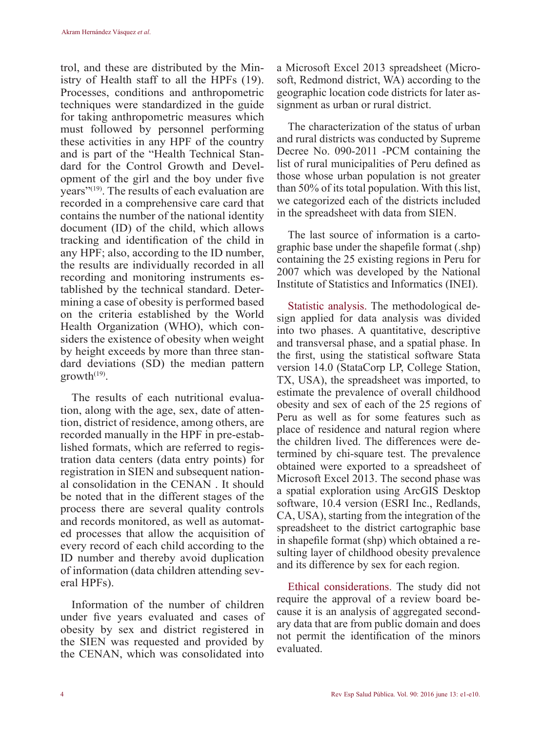trol, and these are distributed by the Ministry of Health staff to all the HPFs (19). Processes, conditions and anthropometric techniques were standardized in the guide for taking anthropometric measures which must followed by personnel performing these activities in any HPF of the country and is part of the "Health Technical Standard for the Control Growth and Development of the girl and the boy under five years"[19]. The results of each evaluation are recorded in a comprehensive care card that contains the number of the national identity document (ID) of the child, which allows tracking and identification of the child in any HPF; also, according to the ID number, the results are individually recorded in all recording and monitoring instruments established by the technical standard. Determining a case of obesity is performed based on the criteria established by the World Health Organization (WHO), which considers the existence of obesity when weight by height exceeds by more than three standard deviations (SD) the median pattern growth[19].

The results of each nutritional evaluation, along with the age, sex, date of attention, district of residence, among others, are recorded manually in the HPF in pre-established formats, which are referred to registration data centers (data entry points) for registration in SIEN and subsequent national consolidation in the CENAN . It should be noted that in the different stages of the process there are several quality controls and records monitored, as well as automated processes that allow the acquisition of every record of each child according to the ID number and thereby avoid duplication of information (data children attending several HPFs).

Information of the number of children under five years evaluated and cases of obesity by sex and district registered in the SIEN was requested and provided by the CENAN, which was consolidated into a Microsoft Excel 2013 spreadsheet (Microsoft, Redmond district, WA) according to the geographic location code districts for later assignment as urban or rural district.

The characterization of the status of urban and rural districts was conducted by Supreme Decree No. 090-2011 -PCM containing the list of rural municipalities of Peru defined as those whose urban population is not greater than 50% of its total population. With this list, we categorized each of the districts included in the spreadsheet with data from SIEN.

The last source of information is a cartographic base under the shapefile format (.shp) containing the 25 existing regions in Peru for 2007 which was developed by the National Institute of Statistics and Informatics (INEI).

Statistic analysis. The methodological design applied for data analysis was divided into two phases. A quantitative, descriptive and transversal phase, and a spatial phase. In the first, using the statistical software Stata version 14.0 (StataCorp LP, College Station, TX, USA), the spreadsheet was imported, to estimate the prevalence of overall childhood obesity and sex of each of the 25 regions of Peru as well as for some features such as place of residence and natural region where the children lived. The differences were determined by chi-square test. The prevalence obtained were exported to a spreadsheet of Microsoft Excel 2013. The second phase was a spatial exploration using ArcGIS Desktop software, 10.4 version (ESRI Inc., Redlands, CA, USA), starting from the integration of the spreadsheet to the district cartographic base in shapefile format (shp) which obtained a resulting layer of childhood obesity prevalence and its difference by sex for each region.

Ethical considerations. The study did not require the approval of a review board because it is an analysis of aggregated secondary data that are from public domain and does not permit the identification of the minors evaluated.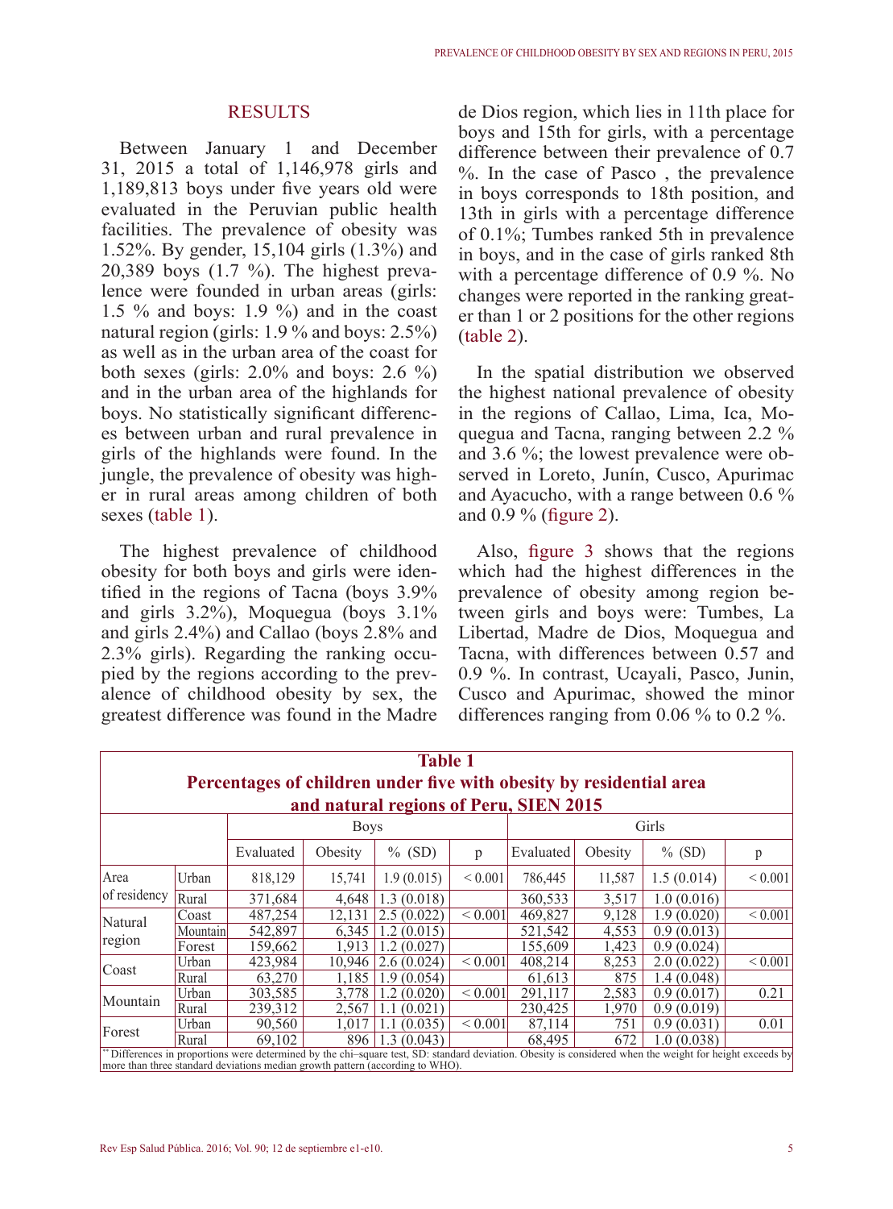## RESULTS

Between January 1 and December 31, 2015 a total of 1,146,978 girls and 1,189,813 boys under five years old were evaluated in the Peruvian public health facilities. The prevalence of obesity was 1.52%. By gender, 15,104 girls (1.3%) and 20,389 boys (1.7 %). The highest prevalence were founded in urban areas (girls: 1.5 % and boys: 1.9 %) and in the coast natural region (girls: 1.9 % and boys: 2.5%) as well as in the urban area of the coast for both sexes (girls: 2.0% and boys: 2.6 %) and in the urban area of the highlands for boys. No statistically significant differences between urban and rural prevalence in girls of the highlands were found. In the jungle, the prevalence of obesity was higher in rural areas among children of both sexes (table 1).

The highest prevalence of childhood obesity for both boys and girls were identified in the regions of Tacna (boys 3.9% and girls 3.2%), Moquegua (boys 3.1% and girls 2.4%) and Callao (boys 2.8% and 2.3% girls). Regarding the ranking occupied by the regions according to the prevalence of childhood obesity by sex, the greatest difference was found in the Madre de Dios region, which lies in 11th place for boys and 15th for girls, with a percentage difference between their prevalence of 0.7 %. In the case of Pasco , the prevalence in boys corresponds to 18th position, and 13th in girls with a percentage difference of 0.1%; Tumbes ranked 5th in prevalence in boys, and in the case of girls ranked 8th with a percentage difference of 0.9 %. No changes were reported in the ranking greater than 1 or 2 positions for the other regions (table 2).

In the spatial distribution we observed the highest national prevalence of obesity in the regions of Callao, Lima, Ica, Moquegua and Tacna, ranging between 2.2 % and 3.6 %; the lowest prevalence were observed in Loreto, Junín, Cusco, Apurimac and Ayacucho, with a range between 0.6 % and 0.9 % (figure 2).

Also, figure 3 shows that the regions which had the highest differences in the prevalence of obesity among region between girls and boys were: Tumbes, La Libertad, Madre de Dios, Moquegua and Tacna, with differences between 0.57 and 0.9 %. In contrast, Ucayali, Pasco, Junin, Cusco and Apurimac, showed the minor differences ranging from 0.06 % to 0.2 %.

**Table 1**
**Percentages of children under five with obesity by residential area and natural regions of Peru, SIEN 2015**

| | | Boys | | | | Girls | | | |
|---|---|---|---|---|---|---|---|---|---|
| | | Evaluated | Obesity | % (SD) | p | Evaluated | Obesity | % (SD) | p |
| Area of residency | Urban | 818,129 | 15,741 | 1.9 (0.015) | < 0.001 | 786,445 | 11,587 | 1.5 (0.014) | < 0.001 |
| | Rural | 371,684 | 4,648 | 1.3 (0.018) | | 360,533 | 3,517 | 1.0 (0.016) | |
| Natural region | Coast | 487,254 | 12,131 | 2.5 (0.022) | < 0.001 | 469,827 | 9,128 | 1.9 (0.020) | < 0.001 |
| | Mountain | 542,897 | 6,345 | 1.2 (0.015) | | 521,542 | 4,553 | 0.9 (0.013) | |
| | Forest | 159,662 | 1,913 | 1.2 (0.027) | | 155,609 | 1,423 | 0.9 (0.024) | |
| Coast | Urban | 423,984 | 10,946 | 2.6 (0.024) | < 0.001 | 408,214 | 8,253 | 2.0 (0.022) | < 0.001 |
| | Rural | 63,270 | 1,185 | 1.9 (0.054) | | 61,613 | 875 | 1.4 (0.048) | |
| Mountain | Urban | 303,585 | 3,778 | 1.2 (0.020) | < 0.001 | 291,117 | 2,583 | 0.9 (0.017) | 0.21 |
| | Rural | 239,312 | 2,567 | 1.1 (0.021) | | 230,425 | 1,970 | 0.9 (0.019) | |
| Forest | Urban | 90,560 | 1,017 | 1.1 (0.035) | < 0.001 | 87,114 | 751 | 0.9 (0.031) | 0.01 |
| | Rural | 69,102 | 896 | 1.3 (0.043) | | 68,495 | 672 | 1.0 (0.038) | |

** Differences in proportions were determined by the chi–square test, SD: standard deviation. Obesity is considered when the weight for height exceeds by more than three standard deviations median growth pattern (according to WHO).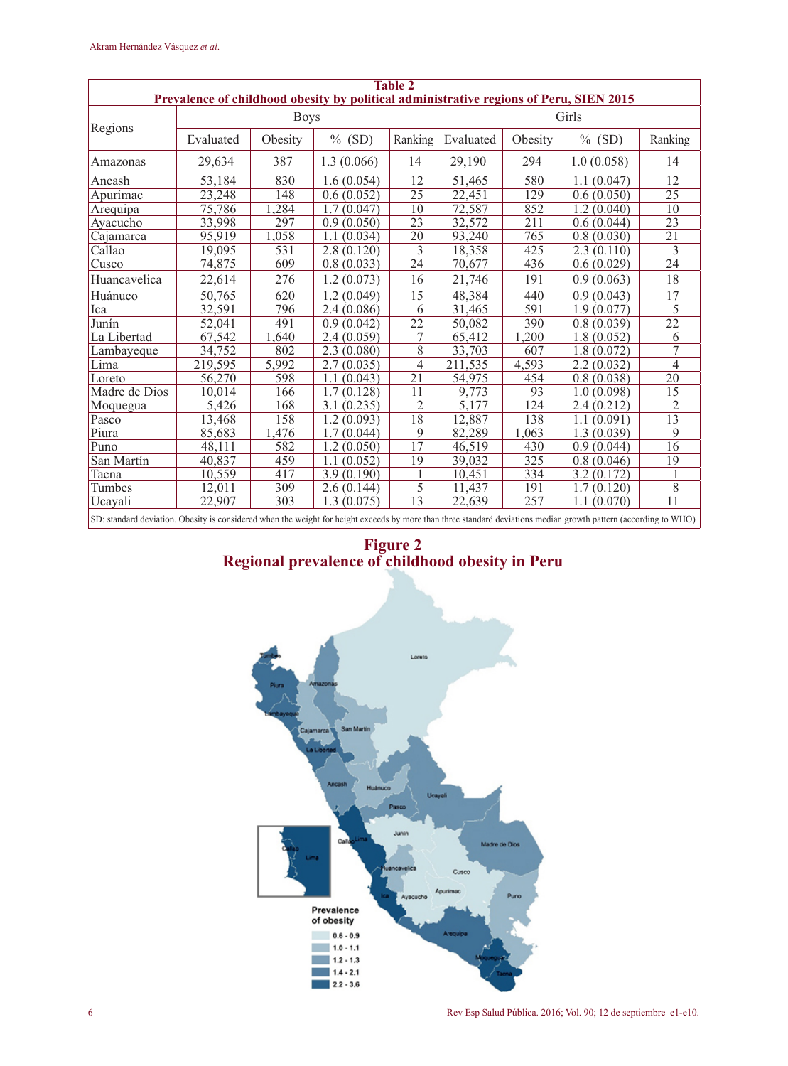**Table 2**
**Prevalence of childhood obesity by political administrative regions of Peru, SIEN 2015**

| Regions | Boys | | | | Girls | | | |
|---|---|---|---|---|---|---|---|---|
| | Evaluated | Obesity | % (SD) | Ranking | Evaluated | Obesity | % (SD) | Ranking |
| Amazonas | 29,634 | 387 | 1.3 (0.066) | 14 | 29,190 | 294 | 1.0 (0.058) | 14 |
| Ancash | 53,184 | 830 | 1.6 (0.054) | 12 | 51,465 | 580 | 1.1 (0.047) | 12 |
| Apurímac | 23,248 | 148 | 0.6 (0.052) | 25 | 22,451 | 129 | 0.6 (0.050) | 25 |
| Arequipa | 75,786 | 1,284 | 1.7 (0.047) | 10 | 72,587 | 852 | 1.2 (0.040) | 10 |
| Ayacucho | 33,998 | 297 | 0.9 (0.050) | 23 | 32,572 | 211 | 0.6 (0.044) | 23 |
| Cajamarca | 95,919 | 1,058 | 1.1 (0.034) | 20 | 93,240 | 765 | 0.8 (0.030) | 21 |
| Callao | 19,095 | 531 | 2.8 (0.120) | 3 | 18,358 | 425 | 2.3 (0.110) | 3 |
| Cusco | 74,875 | 609 | 0.8 (0.033) | 24 | 70,677 | 436 | 0.6 (0.029) | 24 |
| Huancavelica | 22,614 | 276 | 1.2 (0.073) | 16 | 21,746 | 191 | 0.9 (0.063) | 18 |
| Huánuco | 50,765 | 620 | 1.2 (0.049) | 15 | 48,384 | 440 | 0.9 (0.043) | 17 |
| Ica | 32,591 | 796 | 2.4 (0.086) | 6 | 31,465 | 591 | 1.9 (0.077) | 5 |
| Junín | 52,041 | 491 | 0.9 (0.042) | 22 | 50,082 | 390 | 0.8 (0.039) | 22 |
| La Libertad | 67,542 | 1,640 | 2.4 (0.059) | 7 | 65,412 | 1,200 | 1.8 (0.052) | 6 |
| Lambayeque | 34,752 | 802 | 2.3 (0.080) | 8 | 33,703 | 607 | 1.8 (0.072) | 7 |
| Lima | 219,595 | 5,992 | 2.7 (0.035) | 4 | 211,535 | 4,593 | 2.2 (0.032) | 4 |
| Loreto | 56,270 | 598 | 1.1 (0.043) | 21 | 54,975 | 454 | 0.8 (0.038) | 20 |
| Madre de Dios | 10,014 | 166 | 1.7 (0.128) | 11 | 9,773 | 93 | 1.0 (0.098) | 15 |
| Moquegua | 5,426 | 168 | 3.1 (0.235) | 2 | 5,177 | 124 | 2.4 (0.212) | 2 |
| Pasco | 13,468 | 158 | 1.2 (0.093) | 18 | 12,887 | 138 | 1.1 (0.091) | 13 |
| Piura | 85,683 | 1,476 | 1.7 (0.044) | 9 | 82,289 | 1,063 | 1.3 (0.039) | 9 |
| Puno | 48,111 | 582 | 1.2 (0.050) | 17 | 46,519 | 430 | 0.9 (0.044) | 16 |
| San Martín | 40,837 | 459 | 1.1 (0.052) | 19 | 39,032 | 325 | 0.8 (0.046) | 19 |
| Tacna | 10,559 | 417 | 3.9 (0.190) | 1 | 10,451 | 334 | 3.2 (0.172) | 1 |
| Tumbes | 12,011 | 309 | 2.6 (0.144) | 5 | 11,437 | 191 | 1.7 (0.120) | 8 |
| Ucayali | 22,907 | 303 | 1.3 (0.075) | 13 | 22,639 | 257 | 1.1 (0.070) | 11 |

SD: standard deviation. Obesity is considered when the weight for height exceeds by more than three standard deviations median growth pattern (according to WHO)

**Figure 2**
**Regional prevalence of childhood obesity in Peru**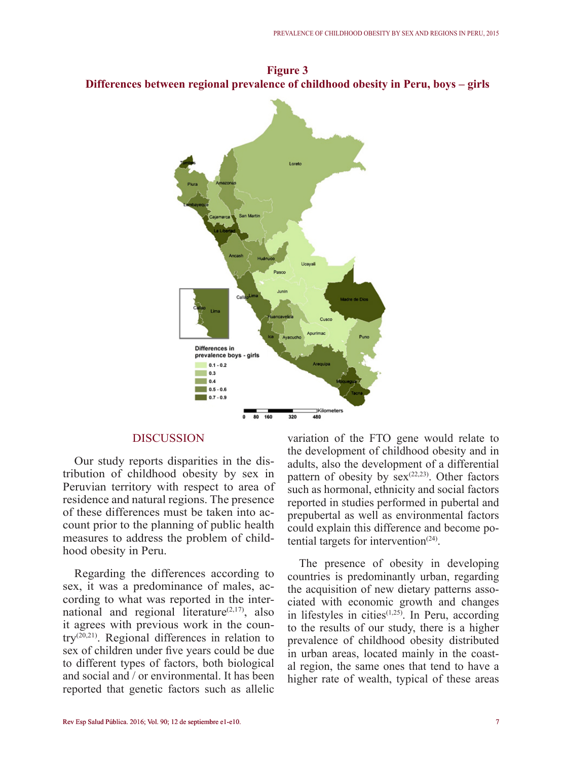**Figure 3**
**Differences between regional prevalence of childhood obesity in Peru, boys – girls**

## DISCUSSION

Our study reports disparities in the distribution of childhood obesity by sex in Peruvian territory with respect to area of residence and natural regions. The presence of these differences must be taken into account prior to the planning of public health measures to address the problem of childhood obesity in Peru.

Regarding the differences according to sex, it was a predominance of males, according to what was reported in the international and regional literature[2,17], also it agrees with previous work in the country[20,21]. Regional differences in relation to sex of children under five years could be due to different types of factors, both biological and social and / or environmental. It has been reported that genetic factors such as allelic variation of the FTO gene would relate to the development of childhood obesity and in adults, also the development of a differential pattern of obesity by sex[22,23]. Other factors such as hormonal, ethnicity and social factors reported in studies performed in pubertal and prepubertal as well as environmental factors could explain this difference and become potential targets for intervention[24].

The presence of obesity in developing countries is predominantly urban, regarding the acquisition of new dietary patterns associated with economic growth and changes in lifestyles in cities[1,25]. In Peru, according to the results of our study, there is a higher prevalence of childhood obesity distributed in urban areas, located mainly in the coastal region, the same ones that tend to have a higher rate of wealth, typical of these areas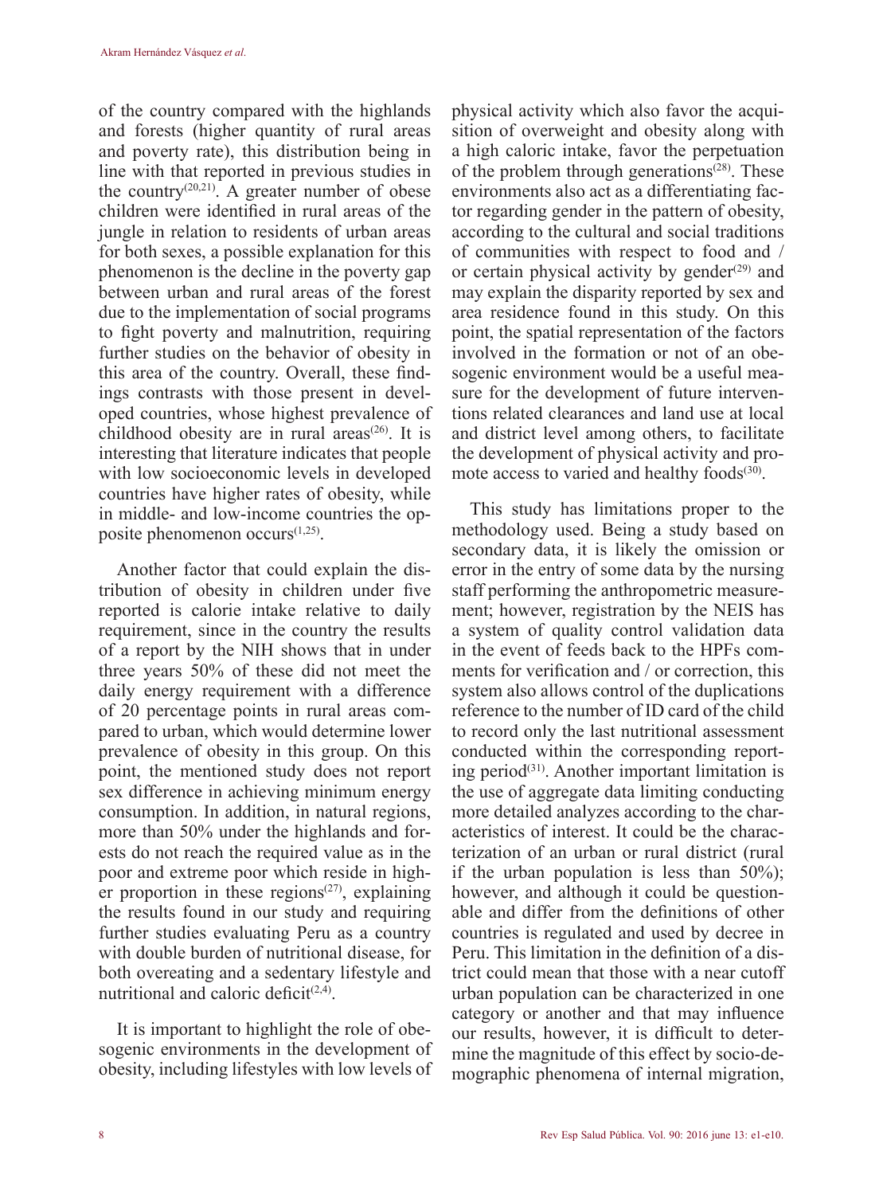of the country compared with the highlands and forests (higher quantity of rural areas and poverty rate), this distribution being in line with that reported in previous studies in the country[20,21]. A greater number of obese children were identified in rural areas of the jungle in relation to residents of urban areas for both sexes, a possible explanation for this phenomenon is the decline in the poverty gap between urban and rural areas of the forest due to the implementation of social programs to fight poverty and malnutrition, requiring further studies on the behavior of obesity in this area of the country. Overall, these findings contrasts with those present in developed countries, whose highest prevalence of childhood obesity are in rural areas[26]. It is interesting that literature indicates that people with low socioeconomic levels in developed countries have higher rates of obesity, while in middle- and low-income countries the opposite phenomenon occurs[1,25].

Another factor that could explain the distribution of obesity in children under five reported is calorie intake relative to daily requirement, since in the country the results of a report by the NIH shows that in under three years 50% of these did not meet the daily energy requirement with a difference of 20 percentage points in rural areas compared to urban, which would determine lower prevalence of obesity in this group. On this point, the mentioned study does not report sex difference in achieving minimum energy consumption. In addition, in natural regions, more than 50% under the highlands and forests do not reach the required value as in the poor and extreme poor which reside in higher proportion in these regions[27], explaining the results found in our study and requiring further studies evaluating Peru as a country with double burden of nutritional disease, for both overeating and a sedentary lifestyle and nutritional and caloric deficit[2,4].

It is important to highlight the role of obesogenic environments in the development of obesity, including lifestyles with low levels of physical activity which also favor the acquisition of overweight and obesity along with a high caloric intake, favor the perpetuation of the problem through generations[28]. These environments also act as a differentiating factor regarding gender in the pattern of obesity, according to the cultural and social traditions of communities with respect to food and / or certain physical activity by gender[29] and may explain the disparity reported by sex and area residence found in this study. On this point, the spatial representation of the factors involved in the formation or not of an obesogenic environment would be a useful measure for the development of future interventions related clearances and land use at local and district level among others, to facilitate the development of physical activity and promote access to varied and healthy foods[30].

This study has limitations proper to the methodology used. Being a study based on secondary data, it is likely the omission or error in the entry of some data by the nursing staff performing the anthropometric measurement; however, registration by the NEIS has a system of quality control validation data in the event of feeds back to the HPFs comments for verification and / or correction, this system also allows control of the duplications reference to the number of ID card of the child to record only the last nutritional assessment conducted within the corresponding reporting period[31]. Another important limitation is the use of aggregate data limiting conducting more detailed analyzes according to the characteristics of interest. It could be the characterization of an urban or rural district (rural if the urban population is less than 50%); however, and although it could be questionable and differ from the definitions of other countries is regulated and used by decree in Peru. This limitation in the definition of a district could mean that those with a near cutoff urban population can be characterized in one category or another and that may influence our results, however, it is difficult to determine the magnitude of this effect by socio-demographic phenomena of internal migration,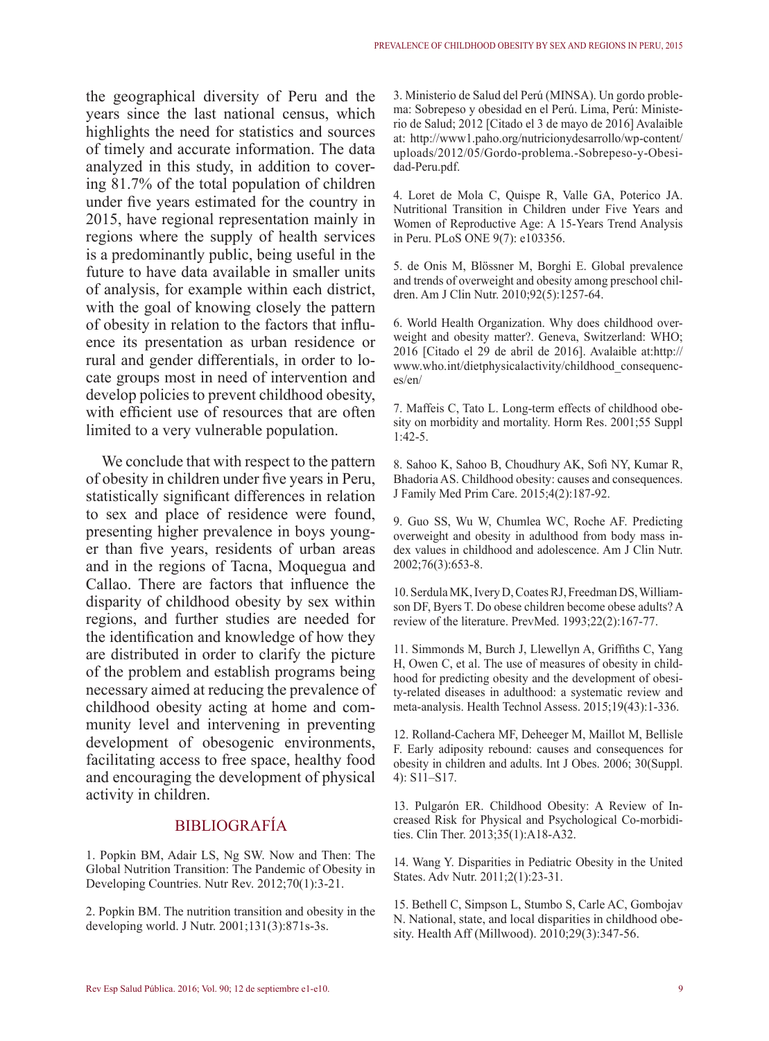the geographical diversity of Peru and the years since the last national census, which highlights the need for statistics and sources of timely and accurate information. The data analyzed in this study, in addition to covering 81.7% of the total population of children under five years estimated for the country in 2015, have regional representation mainly in regions where the supply of health services is a predominantly public, being useful in the future to have data available in smaller units of analysis, for example within each district, with the goal of knowing closely the pattern of obesity in relation to the factors that influence its presentation as urban residence or rural and gender differentials, in order to locate groups most in need of intervention and develop policies to prevent childhood obesity, with efficient use of resources that are often limited to a very vulnerable population.

We conclude that with respect to the pattern of obesity in children under five years in Peru, statistically significant differences in relation to sex and place of residence were found, presenting higher prevalence in boys younger than five years, residents of urban areas and in the regions of Tacna, Moquegua and Callao. There are factors that influence the disparity of childhood obesity by sex within regions, and further studies are needed for the identification and knowledge of how they are distributed in order to clarify the picture of the problem and establish programs being necessary aimed at reducing the prevalence of childhood obesity acting at home and community level and intervening in preventing development of obesogenic environments, facilitating access to free space, healthy food and encouraging the development of physical activity in children.

## BIBLIOGRAFÍA

1. Popkin BM, Adair LS, Ng SW. Now and Then: The Global Nutrition Transition: The Pandemic of Obesity in Developing Countries. Nutr Rev. 2012;70(1):3-21.

2. Popkin BM. The nutrition transition and obesity in the developing world. J Nutr. 2001;131(3):871s-3s.

3. Ministerio de Salud del Perú (MINSA). Un gordo problema: Sobrepeso y obesidad en el Perú. Lima, Perú: Ministerio de Salud; 2012 [Citado el 3 de mayo de 2016] Avalaible at: http://www1.paho.org/nutricionydesarrollo/wp-content/uploads/2012/05/Gordo-problema.-Sobrepeso-y-Obesidad-Peru.pdf.

4. Loret de Mola C, Quispe R, Valle GA, Poterico JA. Nutritional Transition in Children under Five Years and Women of Reproductive Age: A 15-Years Trend Analysis in Peru. PLoS ONE 9(7): e103356.

5. de Onis M, Blössner M, Borghi E. Global prevalence and trends of overweight and obesity among preschool children. Am J Clin Nutr. 2010;92(5):1257-64.

6. World Health Organization. Why does childhood overweight and obesity matter?. Geneva, Switzerland: WHO; 2016 [Citado el 29 de abril de 2016]. Avalaible at:http://www.who.int/dietphysicalactivity/childhood_consequences/en/

7. Maffeis C, Tato L. Long-term effects of childhood obesity on morbidity and mortality. Horm Res. 2001;55 Suppl 1:42-5.

8. Sahoo K, Sahoo B, Choudhury AK, Sofi NY, Kumar R, Bhadoria AS. Childhood obesity: causes and consequences. J Family Med Prim Care. 2015;4(2):187-92.

9. Guo SS, Wu W, Chumlea WC, Roche AF. Predicting overweight and obesity in adulthood from body mass index values in childhood and adolescence. Am J Clin Nutr. 2002;76(3):653-8.

10. Serdula MK, Ivery D, Coates RJ, Freedman DS, Williamson DF, Byers T. Do obese children become obese adults? A review of the literature. PrevMed. 1993;22(2):167-77.

11. Simmonds M, Burch J, Llewellyn A, Griffiths C, Yang H, Owen C, et al. The use of measures of obesity in childhood for predicting obesity and the development of obesity-related diseases in adulthood: a systematic review and meta-analysis. Health Technol Assess. 2015;19(43):1-336.

12. Rolland-Cachera MF, Deheeger M, Maillot M, Bellisle F. Early adiposity rebound: causes and consequences for obesity in children and adults. Int J Obes. 2006; 30(Suppl. 4): S11–S17.

13. Pulgarón ER. Childhood Obesity: A Review of Increased Risk for Physical and Psychological Co-morbidities. Clin Ther. 2013;35(1):A18-A32.

14. Wang Y. Disparities in Pediatric Obesity in the United States. Adv Nutr. 2011;2(1):23-31.

15. Bethell C, Simpson L, Stumbo S, Carle AC, Gombojav N. National, state, and local disparities in childhood obesity. Health Aff (Millwood). 2010;29(3):347-56.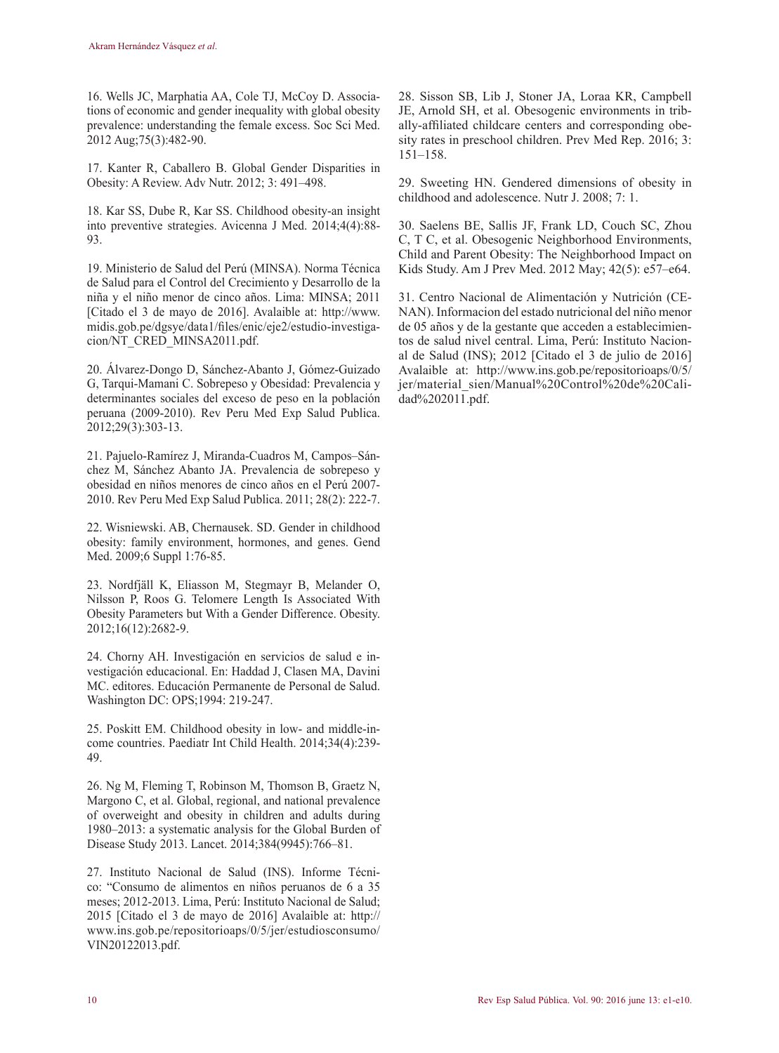16. Wells JC, Marphatia AA, Cole TJ, McCoy D. Associations of economic and gender inequality with global obesity prevalence: understanding the female excess. Soc Sci Med. 2012 Aug;75(3):482-90.

17. Kanter R, Caballero B. Global Gender Disparities in Obesity: A Review. Adv Nutr. 2012; 3: 491–498.

18. Kar SS, Dube R, Kar SS. Childhood obesity-an insight into preventive strategies. Avicenna J Med. 2014;4(4):88-93.

19. Ministerio de Salud del Perú (MINSA). Norma Técnica de Salud para el Control del Crecimiento y Desarrollo de la niña y el niño menor de cinco años. Lima: MINSA; 2011 [Citado el 3 de mayo de 2016]. Avalaible at: http://www.midis.gob.pe/dgsye/data1/files/enic/eje2/estudio-investigacion/NT_CRED_MINSA2011.pdf.

20. Álvarez-Dongo D, Sánchez-Abanto J, Gómez-Guizado G, Tarqui-Mamani C. Sobrepeso y Obesidad: Prevalencia y determinantes sociales del exceso de peso en la población peruana (2009-2010). Rev Peru Med Exp Salud Publica. 2012;29(3):303-13.

21. Pajuelo-Ramírez J, Miranda-Cuadros M, Campos–Sánchez M, Sánchez Abanto JA. Prevalencia de sobrepeso y obesidad en niños menores de cinco años en el Perú 2007-2010. Rev Peru Med Exp Salud Publica. 2011; 28(2): 222-7.

22. Wisniewski. AB, Chernausek. SD. Gender in childhood obesity: family environment, hormones, and genes. Gend Med. 2009;6 Suppl 1:76-85.

23. Nordfjäll K, Eliasson M, Stegmayr B, Melander O, Nilsson P, Roos G. Telomere Length Is Associated With Obesity Parameters but With a Gender Difference. Obesity. 2012;16(12):2682-9.

24. Chorny AH. Investigación en servicios de salud e investigación educacional. En: Haddad J, Clasen MA, Davini MC. editores. Educación Permanente de Personal de Salud. Washington DC: OPS;1994: 219-247.

25. Poskitt EM. Childhood obesity in low- and middle-income countries. Paediatr Int Child Health. 2014;34(4):239-49.

26. Ng M, Fleming T, Robinson M, Thomson B, Graetz N, Margono C, et al. Global, regional, and national prevalence of overweight and obesity in children and adults during 1980–2013: a systematic analysis for the Global Burden of Disease Study 2013. Lancet. 2014;384(9945):766–81.

27. Instituto Nacional de Salud (INS). Informe Técnico: "Consumo de alimentos en niños peruanos de 6 a 35 meses; 2012-2013. Lima, Perú: Instituto Nacional de Salud; 2015 [Citado el 3 de mayo de 2016] Avalaible at: http://www.ins.gob.pe/repositorioaps/0/5/jer/estudiosconsumo/VIN20122013.pdf.

28. Sisson SB, Lib J, Stoner JA, Loraa KR, Campbell JE, Arnold SH, et al. Obesogenic environments in tribally-affiliated childcare centers and corresponding obesity rates in preschool children. Prev Med Rep. 2016; 3: 151–158.

29. Sweeting HN. Gendered dimensions of obesity in childhood and adolescence. Nutr J. 2008; 7: 1.

30. Saelens BE, Sallis JF, Frank LD, Couch SC, Zhou C, T C, et al. Obesogenic Neighborhood Environments, Child and Parent Obesity: The Neighborhood Impact on Kids Study. Am J Prev Med. 2012 May; 42(5): e57–e64.

31. Centro Nacional de Alimentación y Nutrición (CENAN). Informacion del estado nutricional del niño menor de 05 años y de la gestante que acceden a establecimientos de salud nivel central. Lima, Perú: Instituto Nacional de Salud (INS); 2012 [Citado el 3 de julio de 2016] Avalaible at: http://www.ins.gob.pe/repositorioaps/0/5/jer/material_sien/Manual%20Control%20de%20Calidad%202011.pdf.